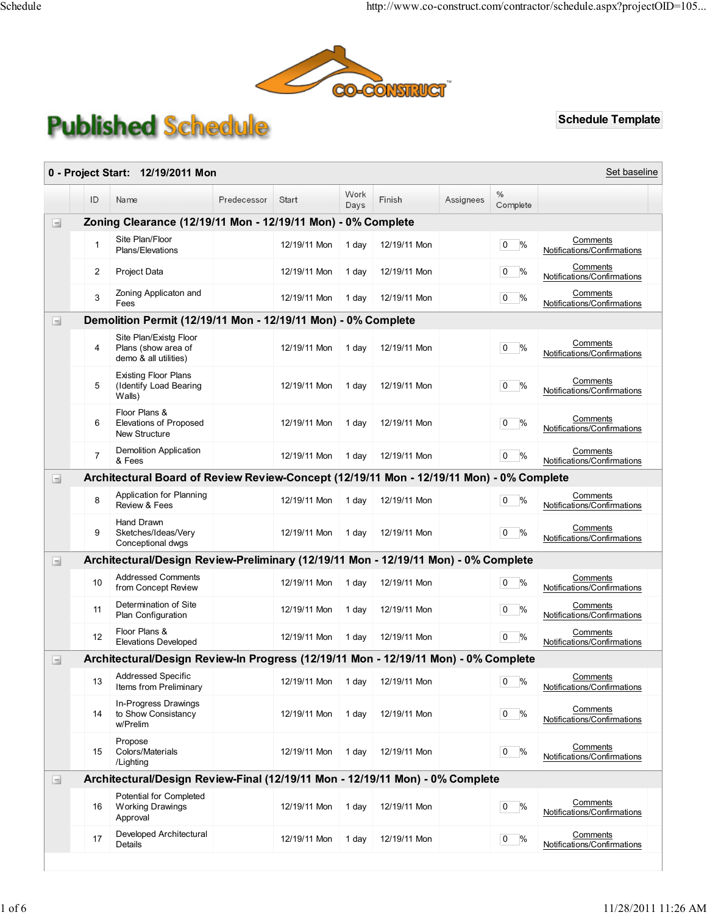# Published Schedule

**Schedule Template**

**0 - Project Start: 12/19/2011 Mon**

Set baseline

| ID | Name | Predecessor | Start | Work Days | Finish | Assignees | % Complete | |
|---|---|---|---|---|---|---|---|---|
| **Zoning Clearance (12/19/11 Mon - 12/19/11 Mon) - 0% Complete** | | | | | | | | |
| 1 | Site Plan/Floor Plans/Elevations | | 12/19/11 Mon | 1 day | 12/19/11 Mon | | 0 % | Comments Notifications/Confirmations |
| 2 | Project Data | | 12/19/11 Mon | 1 day | 12/19/11 Mon | | 0 % | Comments Notifications/Confirmations |
| 3 | Zoning Applicaton and Fees | | 12/19/11 Mon | 1 day | 12/19/11 Mon | | 0 % | Comments Notifications/Confirmations |
| **Demolition Permit (12/19/11 Mon - 12/19/11 Mon) - 0% Complete** | | | | | | | | |
| 4 | Site Plan/Existg Floor Plans (show area of demo & all utilities) | | 12/19/11 Mon | 1 day | 12/19/11 Mon | | 0 % | Comments Notifications/Confirmations |
| 5 | Existing Floor Plans (Identify Load Bearing Walls) | | 12/19/11 Mon | 1 day | 12/19/11 Mon | | 0 % | Comments Notifications/Confirmations |
| 6 | Floor Plans & Elevations of Proposed New Structure | | 12/19/11 Mon | 1 day | 12/19/11 Mon | | 0 % | Comments Notifications/Confirmations |
| 7 | Demolition Application & Fees | | 12/19/11 Mon | 1 day | 12/19/11 Mon | | 0 % | Comments Notifications/Confirmations |
| **Architectural Board of Review Review-Concept (12/19/11 Mon - 12/19/11 Mon) - 0% Complete** | | | | | | | | |
| 8 | Application for Planning Review & Fees | | 12/19/11 Mon | 1 day | 12/19/11 Mon | | 0 % | Comments Notifications/Confirmations |
| 9 | Hand Drawn Sketches/Ideas/Very Conceptional dwgs | | 12/19/11 Mon | 1 day | 12/19/11 Mon | | 0 % | Comments Notifications/Confirmations |
| **Architectural/Design Review-Preliminary (12/19/11 Mon - 12/19/11 Mon) - 0% Complete** | | | | | | | | |
| 10 | Addressed Comments from Concept Review | | 12/19/11 Mon | 1 day | 12/19/11 Mon | | 0 % | Comments Notifications/Confirmations |
| 11 | Determination of Site Plan Configuration | | 12/19/11 Mon | 1 day | 12/19/11 Mon | | 0 % | Comments Notifications/Confirmations |
| 12 | Floor Plans & Elevations Developed | | 12/19/11 Mon | 1 day | 12/19/11 Mon | | 0 % | Comments Notifications/Confirmations |
| **Architectural/Design Review-In Progress (12/19/11 Mon - 12/19/11 Mon) - 0% Complete** | | | | | | | | |
| 13 | Addressed Specific Items from Preliminary | | 12/19/11 Mon | 1 day | 12/19/11 Mon | | 0 % | Comments Notifications/Confirmations |
| 14 | In-Progress Drawings to Show Consistancy w/Prelim | | 12/19/11 Mon | 1 day | 12/19/11 Mon | | 0 % | Comments Notifications/Confirmations |
| 15 | Propose Colors/Materials /Lighting | | 12/19/11 Mon | 1 day | 12/19/11 Mon | | 0 % | Comments Notifications/Confirmations |
| **Architectural/Design Review-Final (12/19/11 Mon - 12/19/11 Mon) - 0% Complete** | | | | | | | | |
| 16 | Potential for Completed Working Drawings Approval | | 12/19/11 Mon | 1 day | 12/19/11 Mon | | 0 % | Comments Notifications/Confirmations |
| 17 | Developed Architectural Details | | 12/19/11 Mon | 1 day | 12/19/11 Mon | | 0 % | Comments Notifications/Confirmations |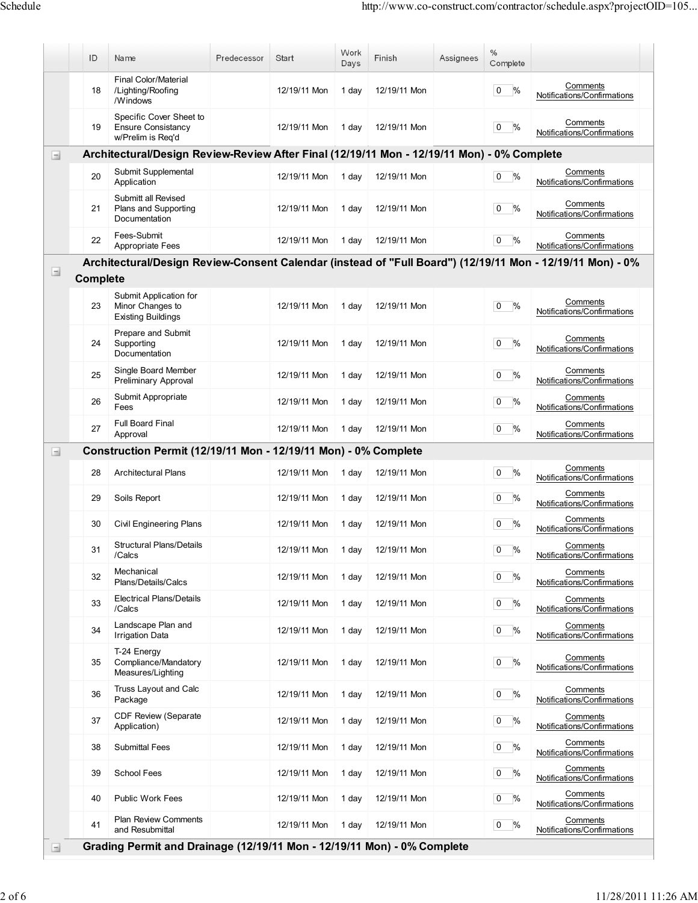| ID | Name | Predecessor | Start | Work Days | Finish | Assignees | % Complete | |
|---|---|---|---|---|---|---|---|---|
| 18 | Final Color/Material /Lighting/Roofing /Windows | | 12/19/11 Mon | 1 day | 12/19/11 Mon | | 0 % | Comments Notifications/Confirmations |
| 19 | Specific Cover Sheet to Ensure Consistancy w/Prelim is Req'd | | 12/19/11 Mon | 1 day | 12/19/11 Mon | | 0 % | Comments Notifications/Confirmations |
| **Architectural/Design Review-Review After Final (12/19/11 Mon - 12/19/11 Mon) - 0% Complete** | | | | | | | | |
| 20 | Submit Supplemental Application | | 12/19/11 Mon | 1 day | 12/19/11 Mon | | 0 % | Comments Notifications/Confirmations |
| 21 | Submitt all Revised Plans and Supporting Documentation | | 12/19/11 Mon | 1 day | 12/19/11 Mon | | 0 % | Comments Notifications/Confirmations |
| 22 | Fees-Submit Appropriate Fees | | 12/19/11 Mon | 1 day | 12/19/11 Mon | | 0 % | Comments Notifications/Confirmations |
| **Architectural/Design Review-Consent Calendar (instead of "Full Board") (12/19/11 Mon - 12/19/11 Mon) - 0% Complete** | | | | | | | | |
| 23 | Submit Application for Minor Changes to Existing Buildings | | 12/19/11 Mon | 1 day | 12/19/11 Mon | | 0 % | Comments Notifications/Confirmations |
| 24 | Prepare and Submit Supporting Documentation | | 12/19/11 Mon | 1 day | 12/19/11 Mon | | 0 % | Comments Notifications/Confirmations |
| 25 | Single Board Member Preliminary Approval | | 12/19/11 Mon | 1 day | 12/19/11 Mon | | 0 % | Comments Notifications/Confirmations |
| 26 | Submit Appropriate Fees | | 12/19/11 Mon | 1 day | 12/19/11 Mon | | 0 % | Comments Notifications/Confirmations |
| 27 | Full Board Final Approval | | 12/19/11 Mon | 1 day | 12/19/11 Mon | | 0 % | Comments Notifications/Confirmations |
| **Construction Permit (12/19/11 Mon - 12/19/11 Mon) - 0% Complete** | | | | | | | | |
| 28 | Architectural Plans | | 12/19/11 Mon | 1 day | 12/19/11 Mon | | 0 % | Comments Notifications/Confirmations |
| 29 | Soils Report | | 12/19/11 Mon | 1 day | 12/19/11 Mon | | 0 % | Comments Notifications/Confirmations |
| 30 | Civil Engineering Plans | | 12/19/11 Mon | 1 day | 12/19/11 Mon | | 0 % | Comments Notifications/Confirmations |
| 31 | Structural Plans/Details /Calcs | | 12/19/11 Mon | 1 day | 12/19/11 Mon | | 0 % | Comments Notifications/Confirmations |
| 32 | Mechanical Plans/Details/Calcs | | 12/19/11 Mon | 1 day | 12/19/11 Mon | | 0 % | Comments Notifications/Confirmations |
| 33 | Electrical Plans/Details /Calcs | | 12/19/11 Mon | 1 day | 12/19/11 Mon | | 0 % | Comments Notifications/Confirmations |
| 34 | Landscape Plan and Irrigation Data | | 12/19/11 Mon | 1 day | 12/19/11 Mon | | 0 % | Comments Notifications/Confirmations |
| 35 | T-24 Energy Compliance/Mandatory Measures/Lighting | | 12/19/11 Mon | 1 day | 12/19/11 Mon | | 0 % | Comments Notifications/Confirmations |
| 36 | Truss Layout and Calc Package | | 12/19/11 Mon | 1 day | 12/19/11 Mon | | 0 % | Comments Notifications/Confirmations |
| 37 | CDF Review (Separate Application) | | 12/19/11 Mon | 1 day | 12/19/11 Mon | | 0 % | Comments Notifications/Confirmations |
| 38 | Submittal Fees | | 12/19/11 Mon | 1 day | 12/19/11 Mon | | 0 % | Comments Notifications/Confirmations |
| 39 | School Fees | | 12/19/11 Mon | 1 day | 12/19/11 Mon | | 0 % | Comments Notifications/Confirmations |
| 40 | Public Work Fees | | 12/19/11 Mon | 1 day | 12/19/11 Mon | | 0 % | Comments Notifications/Confirmations |
| 41 | Plan Review Comments and Resubmittal | | 12/19/11 Mon | 1 day | 12/19/11 Mon | | 0 % | Comments Notifications/Confirmations |
| **Grading Permit and Drainage (12/19/11 Mon - 12/19/11 Mon) - 0% Complete** | | | | | | | | |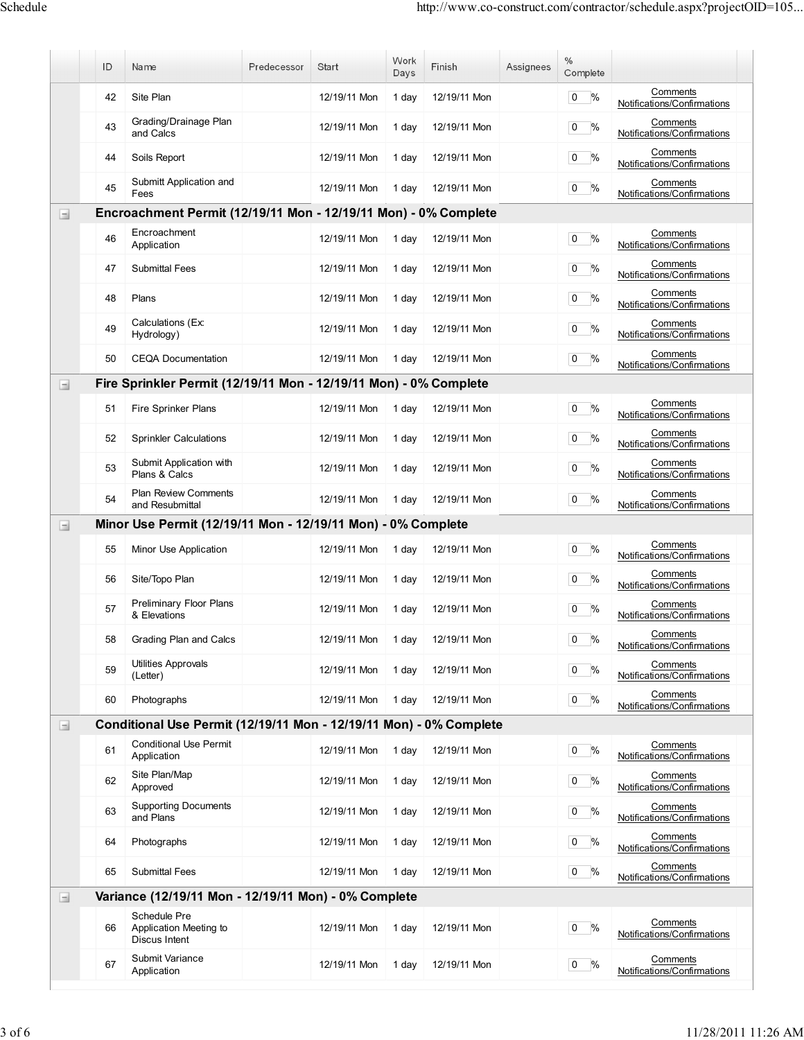| ID | Name | Predecessor | Start | Work Days | Finish | Assignees | % Complete | |
|---|---|---|---|---|---|---|---|---|
| 42 | Site Plan | | 12/19/11 Mon | 1 day | 12/19/11 Mon | | 0 % | Comments Notifications/Confirmations |
| 43 | Grading/Drainage Plan and Calcs | | 12/19/11 Mon | 1 day | 12/19/11 Mon | | 0 % | Comments Notifications/Confirmations |
| 44 | Soils Report | | 12/19/11 Mon | 1 day | 12/19/11 Mon | | 0 % | Comments Notifications/Confirmations |
| 45 | Submitt Application and Fees | | 12/19/11 Mon | 1 day | 12/19/11 Mon | | 0 % | Comments Notifications/Confirmations |
| **Encroachment Permit (12/19/11 Mon - 12/19/11 Mon) - 0% Complete** | | | | | | | | |
| 46 | Encroachment Application | | 12/19/11 Mon | 1 day | 12/19/11 Mon | | 0 % | Comments Notifications/Confirmations |
| 47 | Submittal Fees | | 12/19/11 Mon | 1 day | 12/19/11 Mon | | 0 % | Comments Notifications/Confirmations |
| 48 | Plans | | 12/19/11 Mon | 1 day | 12/19/11 Mon | | 0 % | Comments Notifications/Confirmations |
| 49 | Calculations (Ex: Hydrology) | | 12/19/11 Mon | 1 day | 12/19/11 Mon | | 0 % | Comments Notifications/Confirmations |
| 50 | CEQA Documentation | | 12/19/11 Mon | 1 day | 12/19/11 Mon | | 0 % | Comments Notifications/Confirmations |
| **Fire Sprinkler Permit (12/19/11 Mon - 12/19/11 Mon) - 0% Complete** | | | | | | | | |
| 51 | Fire Sprinker Plans | | 12/19/11 Mon | 1 day | 12/19/11 Mon | | 0 % | Comments Notifications/Confirmations |
| 52 | Sprinkler Calculations | | 12/19/11 Mon | 1 day | 12/19/11 Mon | | 0 % | Comments Notifications/Confirmations |
| 53 | Submit Application with Plans & Calcs | | 12/19/11 Mon | 1 day | 12/19/11 Mon | | 0 % | Comments Notifications/Confirmations |
| 54 | Plan Review Comments and Resubmittal | | 12/19/11 Mon | 1 day | 12/19/11 Mon | | 0 % | Comments Notifications/Confirmations |
| **Minor Use Permit (12/19/11 Mon - 12/19/11 Mon) - 0% Complete** | | | | | | | | |
| 55 | Minor Use Application | | 12/19/11 Mon | 1 day | 12/19/11 Mon | | 0 % | Comments Notifications/Confirmations |
| 56 | Site/Topo Plan | | 12/19/11 Mon | 1 day | 12/19/11 Mon | | 0 % | Comments Notifications/Confirmations |
| 57 | Preliminary Floor Plans & Elevations | | 12/19/11 Mon | 1 day | 12/19/11 Mon | | 0 % | Comments Notifications/Confirmations |
| 58 | Grading Plan and Calcs | | 12/19/11 Mon | 1 day | 12/19/11 Mon | | 0 % | Comments Notifications/Confirmations |
| 59 | Utilities Approvals (Letter) | | 12/19/11 Mon | 1 day | 12/19/11 Mon | | 0 % | Comments Notifications/Confirmations |
| 60 | Photographs | | 12/19/11 Mon | 1 day | 12/19/11 Mon | | 0 % | Comments Notifications/Confirmations |
| **Conditional Use Permit (12/19/11 Mon - 12/19/11 Mon) - 0% Complete** | | | | | | | | |
| 61 | Conditional Use Permit Application | | 12/19/11 Mon | 1 day | 12/19/11 Mon | | 0 % | Comments Notifications/Confirmations |
| 62 | Site Plan/Map Approved | | 12/19/11 Mon | 1 day | 12/19/11 Mon | | 0 % | Comments Notifications/Confirmations |
| 63 | Supporting Documents and Plans | | 12/19/11 Mon | 1 day | 12/19/11 Mon | | 0 % | Comments Notifications/Confirmations |
| 64 | Photographs | | 12/19/11 Mon | 1 day | 12/19/11 Mon | | 0 % | Comments Notifications/Confirmations |
| 65 | Submittal Fees | | 12/19/11 Mon | 1 day | 12/19/11 Mon | | 0 % | Comments Notifications/Confirmations |
| **Variance (12/19/11 Mon - 12/19/11 Mon) - 0% Complete** | | | | | | | | |
| 66 | Schedule Pre Application Meeting to Discus Intent | | 12/19/11 Mon | 1 day | 12/19/11 Mon | | 0 % | Comments Notifications/Confirmations |
| 67 | Submit Variance Application | | 12/19/11 Mon | 1 day | 12/19/11 Mon | | 0 % | Comments Notifications/Confirmations |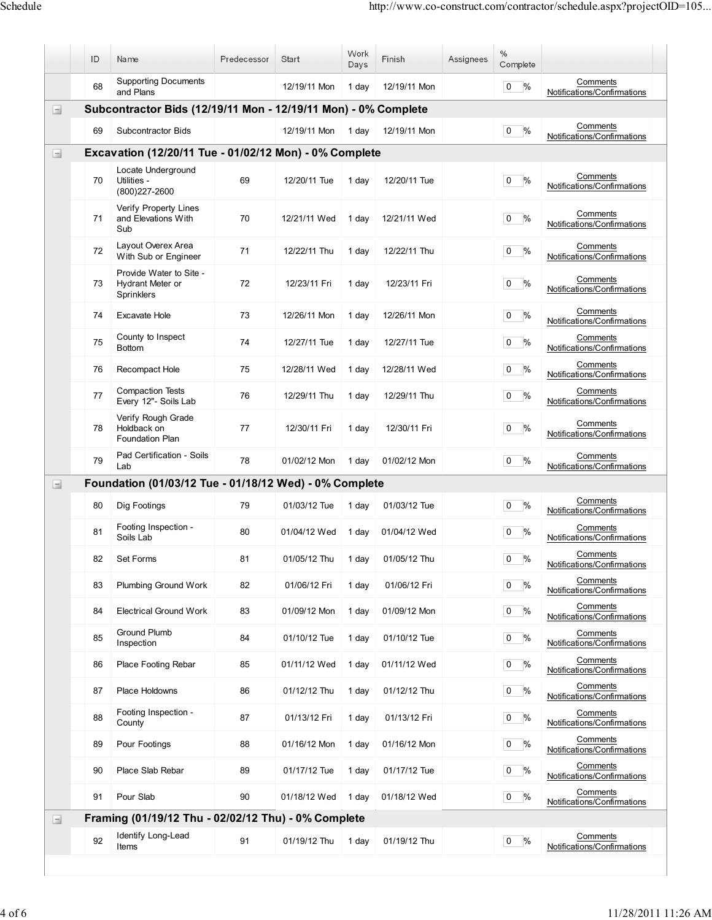| ID | Name | Predecessor | Start | Work Days | Finish | Assignees | % Complete | |
|---|---|---|---|---|---|---|---|---|
| 68 | Supporting Documents and Plans | | 12/19/11 Mon | 1 day | 12/19/11 Mon | | 0 % | Comments Notifications/Confirmations |
| **Subcontractor Bids (12/19/11 Mon - 12/19/11 Mon) - 0% Complete** | | | | | | | | |
| 69 | Subcontractor Bids | | 12/19/11 Mon | 1 day | 12/19/11 Mon | | 0 % | Comments Notifications/Confirmations |
| **Excavation (12/20/11 Tue - 01/02/12 Mon) - 0% Complete** | | | | | | | | |
| 70 | Locate Underground Utilities - (800)227-2600 | 69 | 12/20/11 Tue | 1 day | 12/20/11 Tue | | 0 % | Comments Notifications/Confirmations |
| 71 | Verify Property Lines and Elevations With Sub | 70 | 12/21/11 Wed | 1 day | 12/21/11 Wed | | 0 % | Comments Notifications/Confirmations |
| 72 | Layout Overex Area With Sub or Engineer | 71 | 12/22/11 Thu | 1 day | 12/22/11 Thu | | 0 % | Comments Notifications/Confirmations |
| 73 | Provide Water to Site - Hydrant Meter or Sprinklers | 72 | 12/23/11 Fri | 1 day | 12/23/11 Fri | | 0 % | Comments Notifications/Confirmations |
| 74 | Excavate Hole | 73 | 12/26/11 Mon | 1 day | 12/26/11 Mon | | 0 % | Comments Notifications/Confirmations |
| 75 | County to Inspect Bottom | 74 | 12/27/11 Tue | 1 day | 12/27/11 Tue | | 0 % | Comments Notifications/Confirmations |
| 76 | Recompact Hole | 75 | 12/28/11 Wed | 1 day | 12/28/11 Wed | | 0 % | Comments Notifications/Confirmations |
| 77 | Compaction Tests Every 12"- Soils Lab | 76 | 12/29/11 Thu | 1 day | 12/29/11 Thu | | 0 % | Comments Notifications/Confirmations |
| 78 | Verify Rough Grade Holdback on Foundation Plan | 77 | 12/30/11 Fri | 1 day | 12/30/11 Fri | | 0 % | Comments Notifications/Confirmations |
| 79 | Pad Certification - Soils Lab | 78 | 01/02/12 Mon | 1 day | 01/02/12 Mon | | 0 % | Comments Notifications/Confirmations |
| **Foundation (01/03/12 Tue - 01/18/12 Wed) - 0% Complete** | | | | | | | | |
| 80 | Dig Footings | 79 | 01/03/12 Tue | 1 day | 01/03/12 Tue | | 0 % | Comments Notifications/Confirmations |
| 81 | Footing Inspection - Soils Lab | 80 | 01/04/12 Wed | 1 day | 01/04/12 Wed | | 0 % | Comments Notifications/Confirmations |
| 82 | Set Forms | 81 | 01/05/12 Thu | 1 day | 01/05/12 Thu | | 0 % | Comments Notifications/Confirmations |
| 83 | Plumbing Ground Work | 82 | 01/06/12 Fri | 1 day | 01/06/12 Fri | | 0 % | Comments Notifications/Confirmations |
| 84 | Electrical Ground Work | 83 | 01/09/12 Mon | 1 day | 01/09/12 Mon | | 0 % | Comments Notifications/Confirmations |
| 85 | Ground Plumb Inspection | 84 | 01/10/12 Tue | 1 day | 01/10/12 Tue | | 0 % | Comments Notifications/Confirmations |
| 86 | Place Footing Rebar | 85 | 01/11/12 Wed | 1 day | 01/11/12 Wed | | 0 % | Comments Notifications/Confirmations |
| 87 | Place Holdowns | 86 | 01/12/12 Thu | 1 day | 01/12/12 Thu | | 0 % | Comments Notifications/Confirmations |
| 88 | Footing Inspection - County | 87 | 01/13/12 Fri | 1 day | 01/13/12 Fri | | 0 % | Comments Notifications/Confirmations |
| 89 | Pour Footings | 88 | 01/16/12 Mon | 1 day | 01/16/12 Mon | | 0 % | Comments Notifications/Confirmations |
| 90 | Place Slab Rebar | 89 | 01/17/12 Tue | 1 day | 01/17/12 Tue | | 0 % | Comments Notifications/Confirmations |
| 91 | Pour Slab | 90 | 01/18/12 Wed | 1 day | 01/18/12 Wed | | 0 % | Comments Notifications/Confirmations |
| **Framing (01/19/12 Thu - 02/02/12 Thu) - 0% Complete** | | | | | | | | |
| 92 | Identify Long-Lead Items | 91 | 01/19/12 Thu | 1 day | 01/19/12 Thu | | 0 % | Comments Notifications/Confirmations |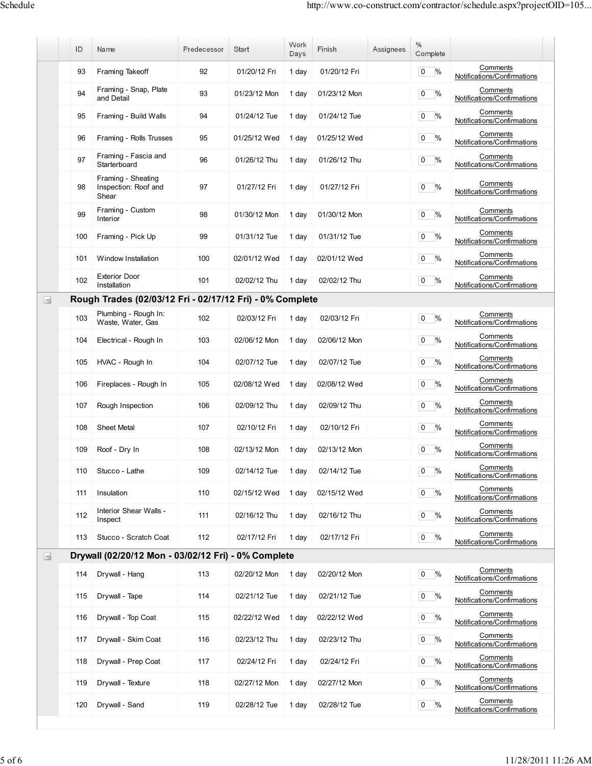| ID | Name | Predecessor | Start | Work Days | Finish | Assignees | % Complete | |
|---|---|---|---|---|---|---|---|---|
| 93 | Framing Takeoff | 92 | 01/20/12 Fri | 1 day | 01/20/12 Fri | | 0 % | Comments Notifications/Confirmations |
| 94 | Framing - Snap, Plate and Detail | 93 | 01/23/12 Mon | 1 day | 01/23/12 Mon | | 0 % | Comments Notifications/Confirmations |
| 95 | Framing - Build Walls | 94 | 01/24/12 Tue | 1 day | 01/24/12 Tue | | 0 % | Comments Notifications/Confirmations |
| 96 | Framing - Rolls Trusses | 95 | 01/25/12 Wed | 1 day | 01/25/12 Wed | | 0 % | Comments Notifications/Confirmations |
| 97 | Framing - Fascia and Starterboard | 96 | 01/26/12 Thu | 1 day | 01/26/12 Thu | | 0 % | Comments Notifications/Confirmations |
| 98 | Framing - Sheating Inspection: Roof and Shear | 97 | 01/27/12 Fri | 1 day | 01/27/12 Fri | | 0 % | Comments Notifications/Confirmations |
| 99 | Framing - Custom Interior | 98 | 01/30/12 Mon | 1 day | 01/30/12 Mon | | 0 % | Comments Notifications/Confirmations |
| 100 | Framing - Pick Up | 99 | 01/31/12 Tue | 1 day | 01/31/12 Tue | | 0 % | Comments Notifications/Confirmations |
| 101 | Window Installation | 100 | 02/01/12 Wed | 1 day | 02/01/12 Wed | | 0 % | Comments Notifications/Confirmations |
| 102 | Exterior Door Installation | 101 | 02/02/12 Thu | 1 day | 02/02/12 Thu | | 0 % | Comments Notifications/Confirmations |
| **Rough Trades (02/03/12 Fri - 02/17/12 Fri) - 0% Complete** | | | | | | | | |
| 103 | Plumbing - Rough In: Waste, Water, Gas | 102 | 02/03/12 Fri | 1 day | 02/03/12 Fri | | 0 % | Comments Notifications/Confirmations |
| 104 | Electrical - Rough In | 103 | 02/06/12 Mon | 1 day | 02/06/12 Mon | | 0 % | Comments Notifications/Confirmations |
| 105 | HVAC - Rough In | 104 | 02/07/12 Tue | 1 day | 02/07/12 Tue | | 0 % | Comments Notifications/Confirmations |
| 106 | Fireplaces - Rough In | 105 | 02/08/12 Wed | 1 day | 02/08/12 Wed | | 0 % | Comments Notifications/Confirmations |
| 107 | Rough Inspection | 106 | 02/09/12 Thu | 1 day | 02/09/12 Thu | | 0 % | Comments Notifications/Confirmations |
| 108 | Sheet Metal | 107 | 02/10/12 Fri | 1 day | 02/10/12 Fri | | 0 % | Comments Notifications/Confirmations |
| 109 | Roof - Dry In | 108 | 02/13/12 Mon | 1 day | 02/13/12 Mon | | 0 % | Comments Notifications/Confirmations |
| 110 | Stucco - Lathe | 109 | 02/14/12 Tue | 1 day | 02/14/12 Tue | | 0 % | Comments Notifications/Confirmations |
| 111 | Insulation | 110 | 02/15/12 Wed | 1 day | 02/15/12 Wed | | 0 % | Comments Notifications/Confirmations |
| 112 | Interior Shear Walls - Inspect | 111 | 02/16/12 Thu | 1 day | 02/16/12 Thu | | 0 % | Comments Notifications/Confirmations |
| 113 | Stucco - Scratch Coat | 112 | 02/17/12 Fri | 1 day | 02/17/12 Fri | | 0 % | Comments Notifications/Confirmations |
| **Drywall (02/20/12 Mon - 03/02/12 Fri) - 0% Complete** | | | | | | | | |
| 114 | Drywall - Hang | 113 | 02/20/12 Mon | 1 day | 02/20/12 Mon | | 0 % | Comments Notifications/Confirmations |
| 115 | Drywall - Tape | 114 | 02/21/12 Tue | 1 day | 02/21/12 Tue | | 0 % | Comments Notifications/Confirmations |
| 116 | Drywall - Top Coat | 115 | 02/22/12 Wed | 1 day | 02/22/12 Wed | | 0 % | Comments Notifications/Confirmations |
| 117 | Drywall - Skim Coat | 116 | 02/23/12 Thu | 1 day | 02/23/12 Thu | | 0 % | Comments Notifications/Confirmations |
| 118 | Drywall - Prep Coat | 117 | 02/24/12 Fri | 1 day | 02/24/12 Fri | | 0 % | Comments Notifications/Confirmations |
| 119 | Drywall - Texture | 118 | 02/27/12 Mon | 1 day | 02/27/12 Mon | | 0 % | Comments Notifications/Confirmations |
| 120 | Drywall - Sand | 119 | 02/28/12 Tue | 1 day | 02/28/12 Tue | | 0 % | Comments Notifications/Confirmations |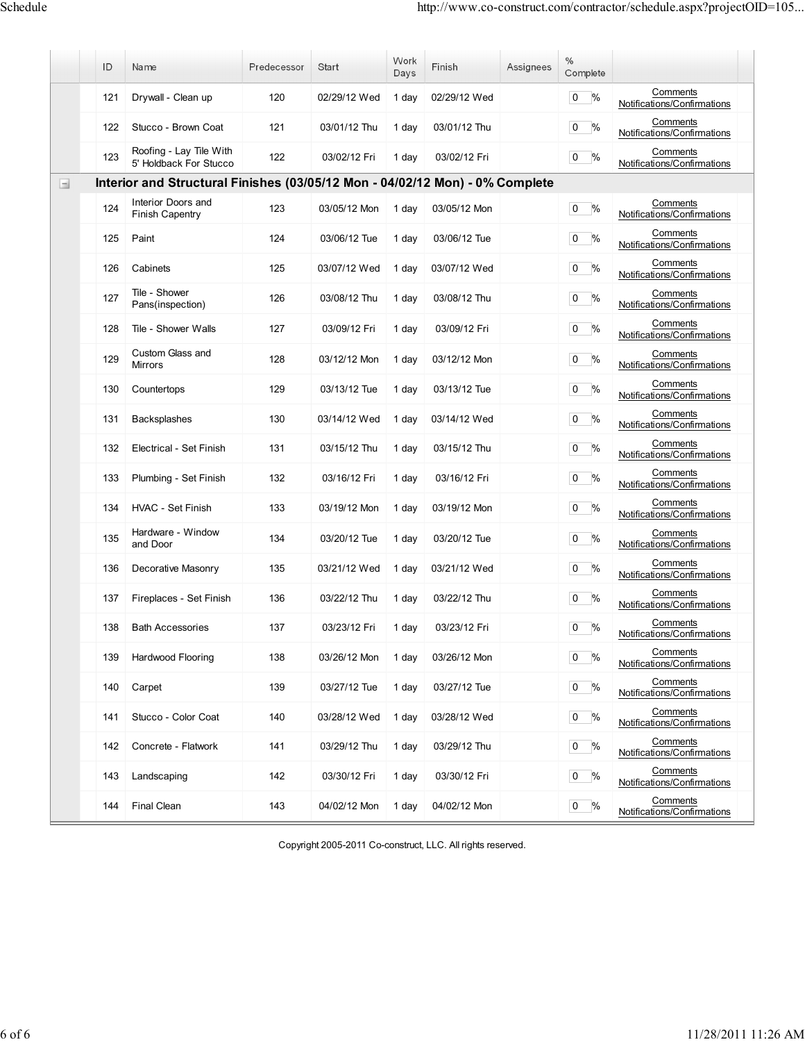| ID | Name | Predecessor | Start | Work Days | Finish | Assignees | % Complete | |
|---|---|---|---|---|---|---|---|---|
| 121 | Drywall - Clean up | 120 | 02/29/12 Wed | 1 day | 02/29/12 Wed | | 0 % | Comments Notifications/Confirmations |
| 122 | Stucco - Brown Coat | 121 | 03/01/12 Thu | 1 day | 03/01/12 Thu | | 0 % | Comments Notifications/Confirmations |
| 123 | Roofing - Lay Tile With 5' Holdback For Stucco | 122 | 03/02/12 Fri | 1 day | 03/02/12 Fri | | 0 % | Comments Notifications/Confirmations |
| **Interior and Structural Finishes (03/05/12 Mon - 04/02/12 Mon) - 0% Complete** | | | | | | | | |
| 124 | Interior Doors and Finish Capentry | 123 | 03/05/12 Mon | 1 day | 03/05/12 Mon | | 0 % | Comments Notifications/Confirmations |
| 125 | Paint | 124 | 03/06/12 Tue | 1 day | 03/06/12 Tue | | 0 % | Comments Notifications/Confirmations |
| 126 | Cabinets | 125 | 03/07/12 Wed | 1 day | 03/07/12 Wed | | 0 % | Comments Notifications/Confirmations |
| 127 | Tile - Shower Pans(inspection) | 126 | 03/08/12 Thu | 1 day | 03/08/12 Thu | | 0 % | Comments Notifications/Confirmations |
| 128 | Tile - Shower Walls | 127 | 03/09/12 Fri | 1 day | 03/09/12 Fri | | 0 % | Comments Notifications/Confirmations |
| 129 | Custom Glass and Mirrors | 128 | 03/12/12 Mon | 1 day | 03/12/12 Mon | | 0 % | Comments Notifications/Confirmations |
| 130 | Countertops | 129 | 03/13/12 Tue | 1 day | 03/13/12 Tue | | 0 % | Comments Notifications/Confirmations |
| 131 | Backsplashes | 130 | 03/14/12 Wed | 1 day | 03/14/12 Wed | | 0 % | Comments Notifications/Confirmations |
| 132 | Electrical - Set Finish | 131 | 03/15/12 Thu | 1 day | 03/15/12 Thu | | 0 % | Comments Notifications/Confirmations |
| 133 | Plumbing - Set Finish | 132 | 03/16/12 Fri | 1 day | 03/16/12 Fri | | 0 % | Comments Notifications/Confirmations |
| 134 | HVAC - Set Finish | 133 | 03/19/12 Mon | 1 day | 03/19/12 Mon | | 0 % | Comments Notifications/Confirmations |
| 135 | Hardware - Window and Door | 134 | 03/20/12 Tue | 1 day | 03/20/12 Tue | | 0 % | Comments Notifications/Confirmations |
| 136 | Decorative Masonry | 135 | 03/21/12 Wed | 1 day | 03/21/12 Wed | | 0 % | Comments Notifications/Confirmations |
| 137 | Fireplaces - Set Finish | 136 | 03/22/12 Thu | 1 day | 03/22/12 Thu | | 0 % | Comments Notifications/Confirmations |
| 138 | Bath Accessories | 137 | 03/23/12 Fri | 1 day | 03/23/12 Fri | | 0 % | Comments Notifications/Confirmations |
| 139 | Hardwood Flooring | 138 | 03/26/12 Mon | 1 day | 03/26/12 Mon | | 0 % | Comments Notifications/Confirmations |
| 140 | Carpet | 139 | 03/27/12 Tue | 1 day | 03/27/12 Tue | | 0 % | Comments Notifications/Confirmations |
| 141 | Stucco - Color Coat | 140 | 03/28/12 Wed | 1 day | 03/28/12 Wed | | 0 % | Comments Notifications/Confirmations |
| 142 | Concrete - Flatwork | 141 | 03/29/12 Thu | 1 day | 03/29/12 Thu | | 0 % | Comments Notifications/Confirmations |
| 143 | Landscaping | 142 | 03/30/12 Fri | 1 day | 03/30/12 Fri | | 0 % | Comments Notifications/Confirmations |
| 144 | Final Clean | 143 | 04/02/12 Mon | 1 day | 04/02/12 Mon | | 0 % | Comments Notifications/Confirmations |

Copyright 2005-2011 Co-construct, LLC. All rights reserved.